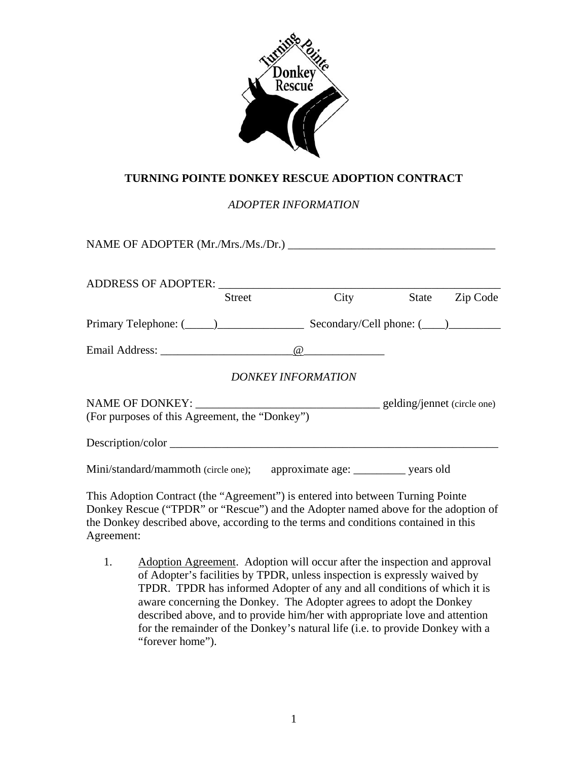# TURNING POINTE DONKEY RESCUE ADOPTION CONTRACT

*ADOPTER INFORMATION*

NAME OF ADOPTER (Mr./Mrs./Ms./Dr.) ____________________________________

ADDRESS OF ADOPTER: ________________________________________________
Street City State Zip Code

Primary Telephone: (_____)_______________ Secondary/Cell phone: (____)_________

Email Address: _______________________@______________

*DONKEY INFORMATION*

NAME OF DONKEY: ________________________________ gelding/jennet (circle one)
(For purposes of this Agreement, the "Donkey")

Description/color ___________________________________________________________

Mini/standard/mammoth (circle one); approximate age: _________ years old

This Adoption Contract (the "Agreement") is entered into between Turning Pointe Donkey Rescue ("TPDR" or "Rescue") and the Adopter named above for the adoption of the Donkey described above, according to the terms and conditions contained in this Agreement:

1. Adoption Agreement. Adoption will occur after the inspection and approval of Adopter's facilities by TPDR, unless inspection is expressly waived by TPDR. TPDR has informed Adopter of any and all conditions of which it is aware concerning the Donkey. The Adopter agrees to adopt the Donkey described above, and to provide him/her with appropriate love and attention for the remainder of the Donkey's natural life (i.e. to provide Donkey with a "forever home").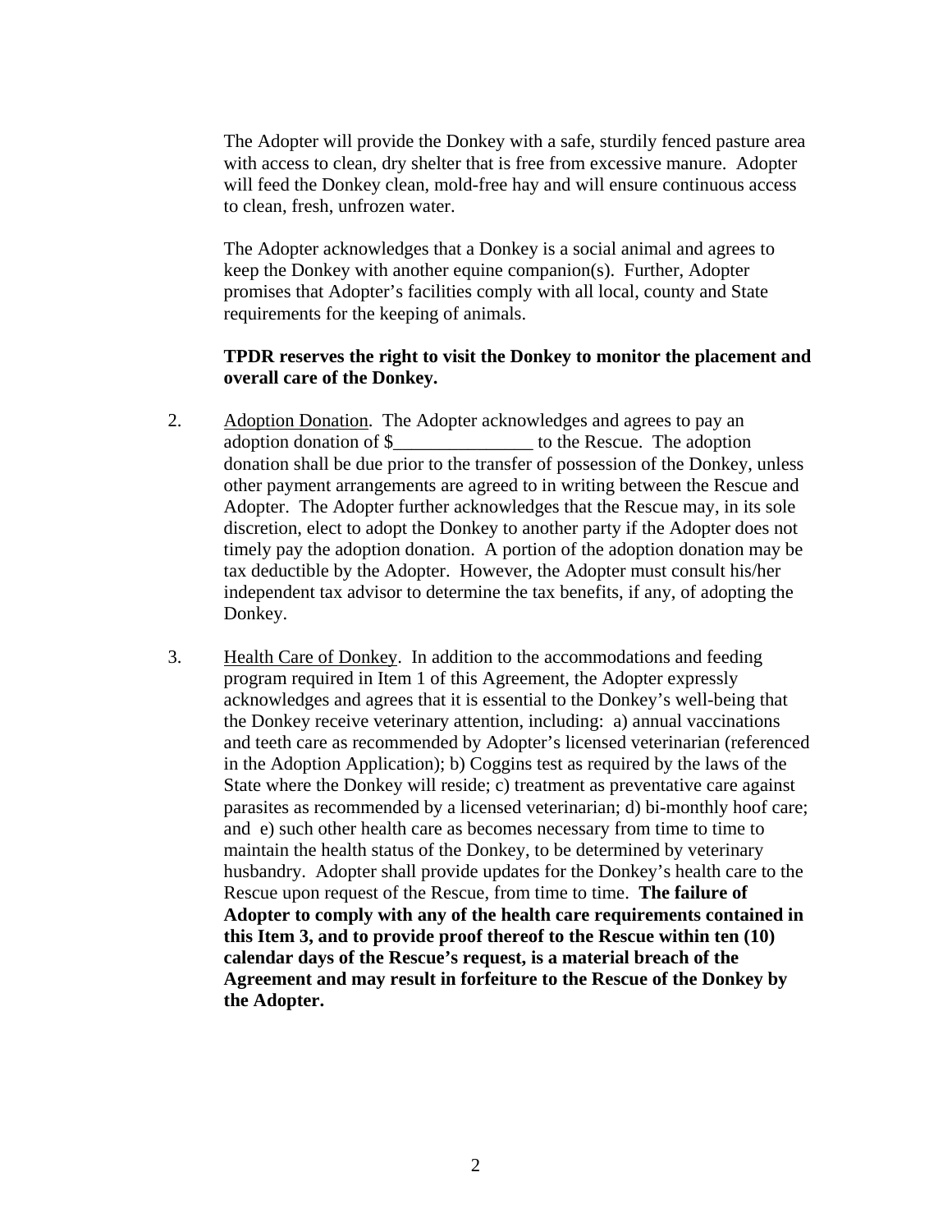The Adopter will provide the Donkey with a safe, sturdily fenced pasture area with access to clean, dry shelter that is free from excessive manure. Adopter will feed the Donkey clean, mold-free hay and will ensure continuous access to clean, fresh, unfrozen water.

The Adopter acknowledges that a Donkey is a social animal and agrees to keep the Donkey with another equine companion(s). Further, Adopter promises that Adopter's facilities comply with all local, county and State requirements for the keeping of animals.

**TPDR reserves the right to visit the Donkey to monitor the placement and overall care of the Donkey.**

2. Adoption Donation. The Adopter acknowledges and agrees to pay an adoption donation of $_______________ to the Rescue. The adoption donation shall be due prior to the transfer of possession of the Donkey, unless other payment arrangements are agreed to in writing between the Rescue and Adopter. The Adopter further acknowledges that the Rescue may, in its sole discretion, elect to adopt the Donkey to another party if the Adopter does not timely pay the adoption donation. A portion of the adoption donation may be tax deductible by the Adopter. However, the Adopter must consult his/her independent tax advisor to determine the tax benefits, if any, of adopting the Donkey.

3. Health Care of Donkey. In addition to the accommodations and feeding program required in Item 1 of this Agreement, the Adopter expressly acknowledges and agrees that it is essential to the Donkey's well-being that the Donkey receive veterinary attention, including: a) annual vaccinations and teeth care as recommended by Adopter's licensed veterinarian (referenced in the Adoption Application); b) Coggins test as required by the laws of the State where the Donkey will reside; c) treatment as preventative care against parasites as recommended by a licensed veterinarian; d) bi-monthly hoof care; and e) such other health care as becomes necessary from time to time to maintain the health status of the Donkey, to be determined by veterinary husbandry. Adopter shall provide updates for the Donkey's health care to the Rescue upon request of the Rescue, from time to time. **The failure of Adopter to comply with any of the health care requirements contained in this Item 3, and to provide proof thereof to the Rescue within ten (10) calendar days of the Rescue's request, is a material breach of the Agreement and may result in forfeiture to the Rescue of the Donkey by the Adopter.**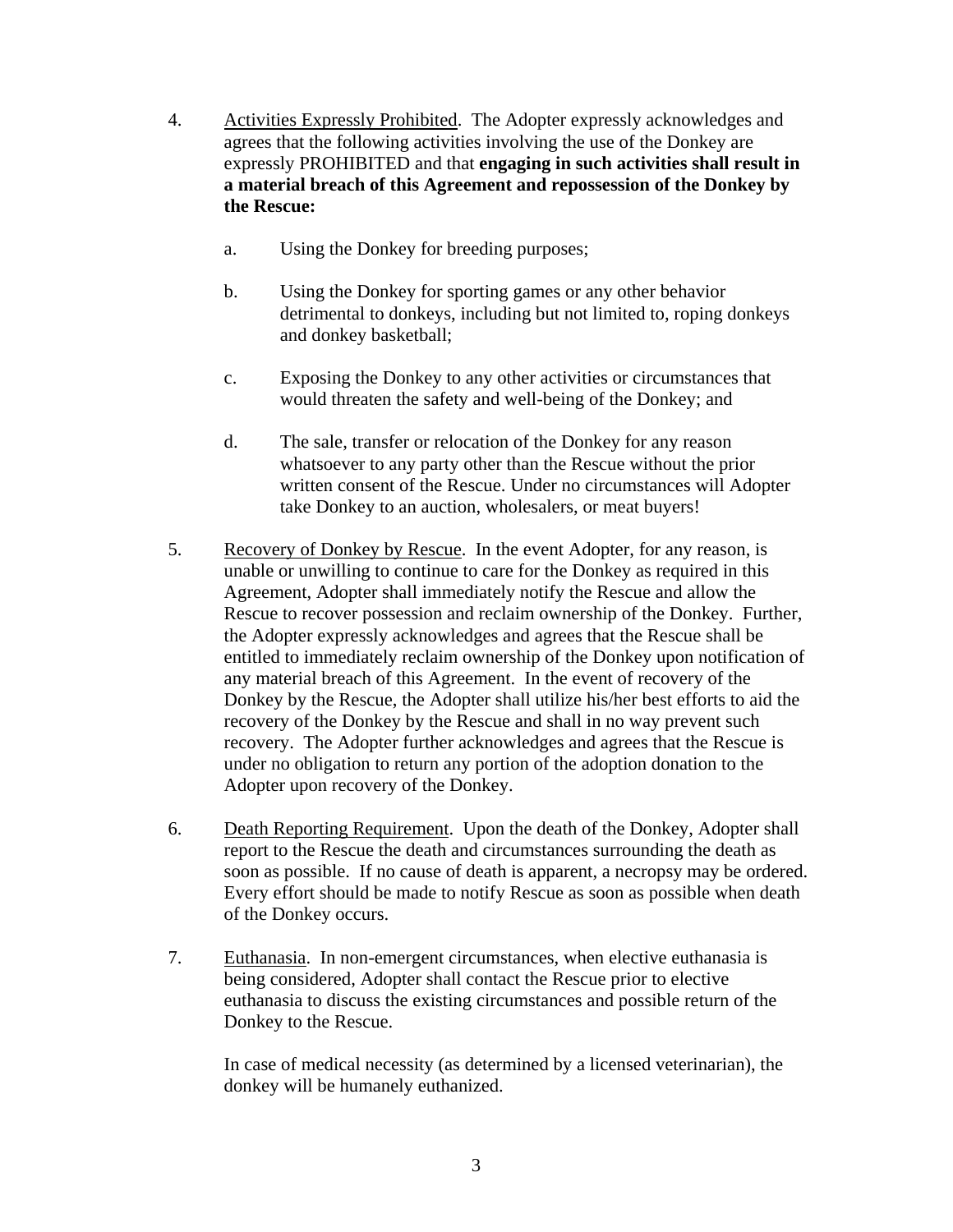4. Activities Expressly Prohibited. The Adopter expressly acknowledges and agrees that the following activities involving the use of the Donkey are expressly PROHIBITED and that **engaging in such activities shall result in a material breach of this Agreement and repossession of the Donkey by the Rescue:**

   a. Using the Donkey for breeding purposes;

   b. Using the Donkey for sporting games or any other behavior detrimental to donkeys, including but not limited to, roping donkeys and donkey basketball;

   c. Exposing the Donkey to any other activities or circumstances that would threaten the safety and well-being of the Donkey; and

   d. The sale, transfer or relocation of the Donkey for any reason whatsoever to any party other than the Rescue without the prior written consent of the Rescue. Under no circumstances will Adopter take Donkey to an auction, wholesalers, or meat buyers!

5. Recovery of Donkey by Rescue. In the event Adopter, for any reason, is unable or unwilling to continue to care for the Donkey as required in this Agreement, Adopter shall immediately notify the Rescue and allow the Rescue to recover possession and reclaim ownership of the Donkey. Further, the Adopter expressly acknowledges and agrees that the Rescue shall be entitled to immediately reclaim ownership of the Donkey upon notification of any material breach of this Agreement. In the event of recovery of the Donkey by the Rescue, the Adopter shall utilize his/her best efforts to aid the recovery of the Donkey by the Rescue and shall in no way prevent such recovery. The Adopter further acknowledges and agrees that the Rescue is under no obligation to return any portion of the adoption donation to the Adopter upon recovery of the Donkey.

6. Death Reporting Requirement. Upon the death of the Donkey, Adopter shall report to the Rescue the death and circumstances surrounding the death as soon as possible. If no cause of death is apparent, a necropsy may be ordered. Every effort should be made to notify Rescue as soon as possible when death of the Donkey occurs.

7. Euthanasia. In non-emergent circumstances, when elective euthanasia is being considered, Adopter shall contact the Rescue prior to elective euthanasia to discuss the existing circumstances and possible return of the Donkey to the Rescue.

   In case of medical necessity (as determined by a licensed veterinarian), the donkey will be humanely euthanized.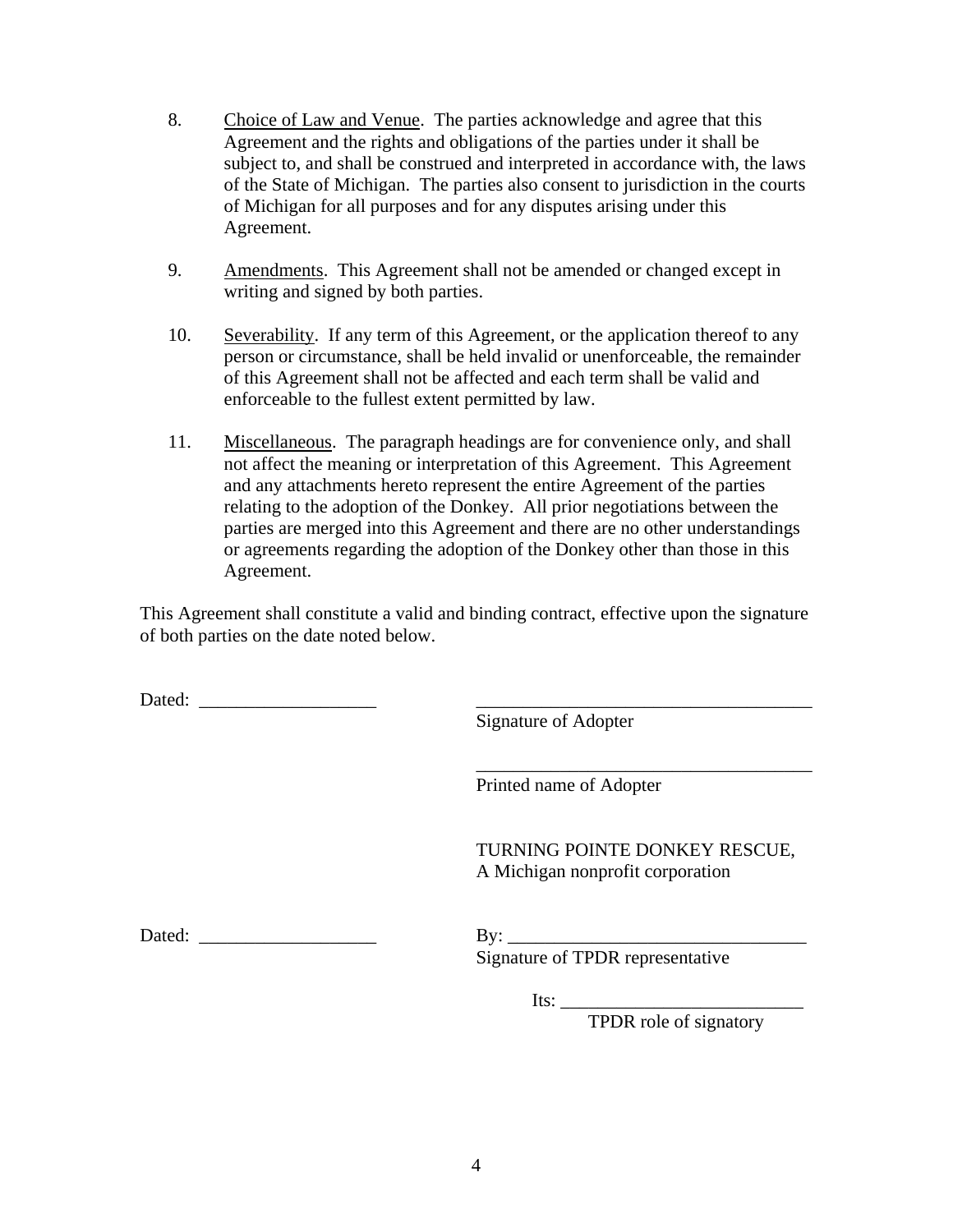8. <u>Choice of Law and Venue</u>. The parties acknowledge and agree that this Agreement and the rights and obligations of the parties under it shall be subject to, and shall be construed and interpreted in accordance with, the laws of the State of Michigan. The parties also consent to jurisdiction in the courts of Michigan for all purposes and for any disputes arising under this Agreement.

9. <u>Amendments</u>. This Agreement shall not be amended or changed except in writing and signed by both parties.

10. <u>Severability</u>. If any term of this Agreement, or the application thereof to any person or circumstance, shall be held invalid or unenforceable, the remainder of this Agreement shall not be affected and each term shall be valid and enforceable to the fullest extent permitted by law.

11. <u>Miscellaneous</u>. The paragraph headings are for convenience only, and shall not affect the meaning or interpretation of this Agreement. This Agreement and any attachments hereto represent the entire Agreement of the parties relating to the adoption of the Donkey. All prior negotiations between the parties are merged into this Agreement and there are no other understandings or agreements regarding the adoption of the Donkey other than those in this Agreement.

This Agreement shall constitute a valid and binding contract, effective upon the signature of both parties on the date noted below.

Dated: ___________________

_____________________________________
Signature of Adopter

_____________________________________
Printed name of Adopter

TURNING POINTE DONKEY RESCUE,
A Michigan nonprofit corporation

Dated: ___________________

By: ________________________________
Signature of TPDR representative

Its: __________________________
TPDR role of signatory